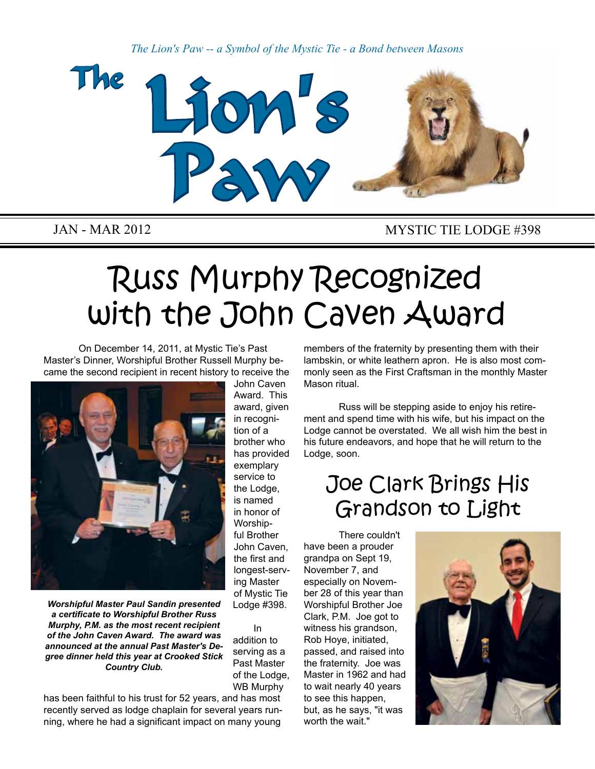*The Lion's Paw -- a Symbol of the Mystic Tie - a Bond between Masons*

# The Lion's Paw

JAN - MAR 2012 MYSTIC TIE LODGE #398

## Russ Murphy Recognized with the John Caven Award

On December 14, 2011, at Mystic Tie's Past Master's Dinner, Worshipful Brother Russell Murphy became the second recipient in recent history to receive the John Caven Award. This award, given in recognition of a brother who has provided exemplary service to the Lodge, is named in honor of Worshipful Brother John Caven, the first and longest-serving Master of Mystic Tie Lodge #398.

***Worshipful Master Paul Sandin presented a certificate to Worshipful Brother Russ Murphy, P.M. as the most recent recipient of the John Caven Award. The award was announced at the annual Past Master's Degree dinner held this year at Crooked Stick Country Club.***

In addition to serving as a Past Master of the Lodge, WB Murphy has been faithful to his trust for 52 years, and has most recently served as lodge chaplain for several years running, where he had a significant impact on many young members of the fraternity by presenting them with their lambskin, or white leather apron. He is also most commonly seen as the First Craftsman in the monthly Master Mason ritual.

Russ will be stepping aside to enjoy his retirement and spend time with his wife, but his impact on the Lodge cannot be overstated. We all wish him the best in his future endeavors, and hope that he will return to the Lodge, soon.

## Joe Clark Brings His Grandson to Light

There couldn't have been a prouder grandpa on Sept 19, November 7, and especially on November 28 of this year than Worshipful Brother Joe Clark, P.M. Joe got to witness his grandson, Rob Hoye, initiated, passed, and raised into the fraternity. Joe was Master in 1962 and had to wait nearly 40 years to see this happen, but, as he says, "it was worth the wait."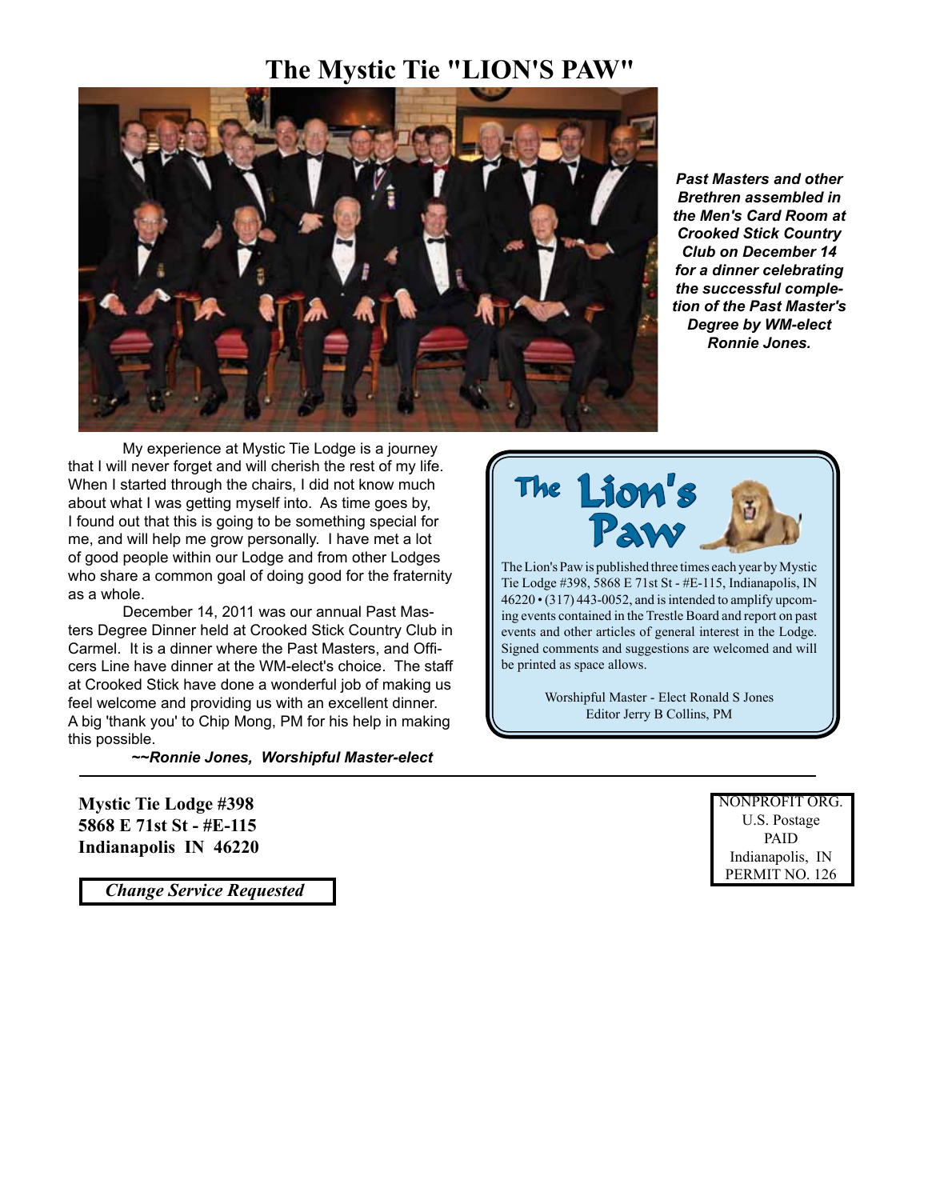# The Mystic Tie "LION'S PAW"

***Past Masters and other Brethren assembled in the Men's Card Room at Crooked Stick Country Club on December 14 for a dinner celebrating the successful completion of the Past Master's Degree by WM-elect Ronnie Jones.***

My experience at Mystic Tie Lodge is a journey that I will never forget and will cherish the rest of my life. When I started through the chairs, I did not know much about what I was getting myself into. As time goes by, I found out that this is going to be something special for me, and will help me grow personally. I have met a lot of good people within our Lodge and from other Lodges who share a common goal of doing good for the fraternity as a whole.

December 14, 2011 was our annual Past Masters Degree Dinner held at Crooked Stick Country Club in Carmel. It is a dinner where the Past Masters, and Officers Line have dinner at the WM-elect's choice. The staff at Crooked Stick have done a wonderful job of making us feel welcome and providing us with an excellent dinner. A big 'thank you' to Chip Mong, PM for his help in making this possible.

***~~Ronnie Jones, Worshipful Master-elect***

## The Lion's Paw

The Lion's Paw is published three times each year by Mystic Tie Lodge #398, 5868 E 71st St - #E-115, Indianapolis, IN 46220 • (317) 443-0052, and is intended to amplify upcoming events contained in the Trestle Board and report on past events and other articles of general interest in the Lodge. Signed comments and suggestions are welcomed and will be printed as space allows.

Worshipful Master - Elect Ronald S Jones
Editor Jerry B Collins, PM

---

**Mystic Tie Lodge #398**
**5868 E 71st St - #E-115**
**Indianapolis IN 46220**

***Change Service Requested***

NONPROFIT ORG.
U.S. Postage
PAID
Indianapolis, IN
PERMIT NO. 126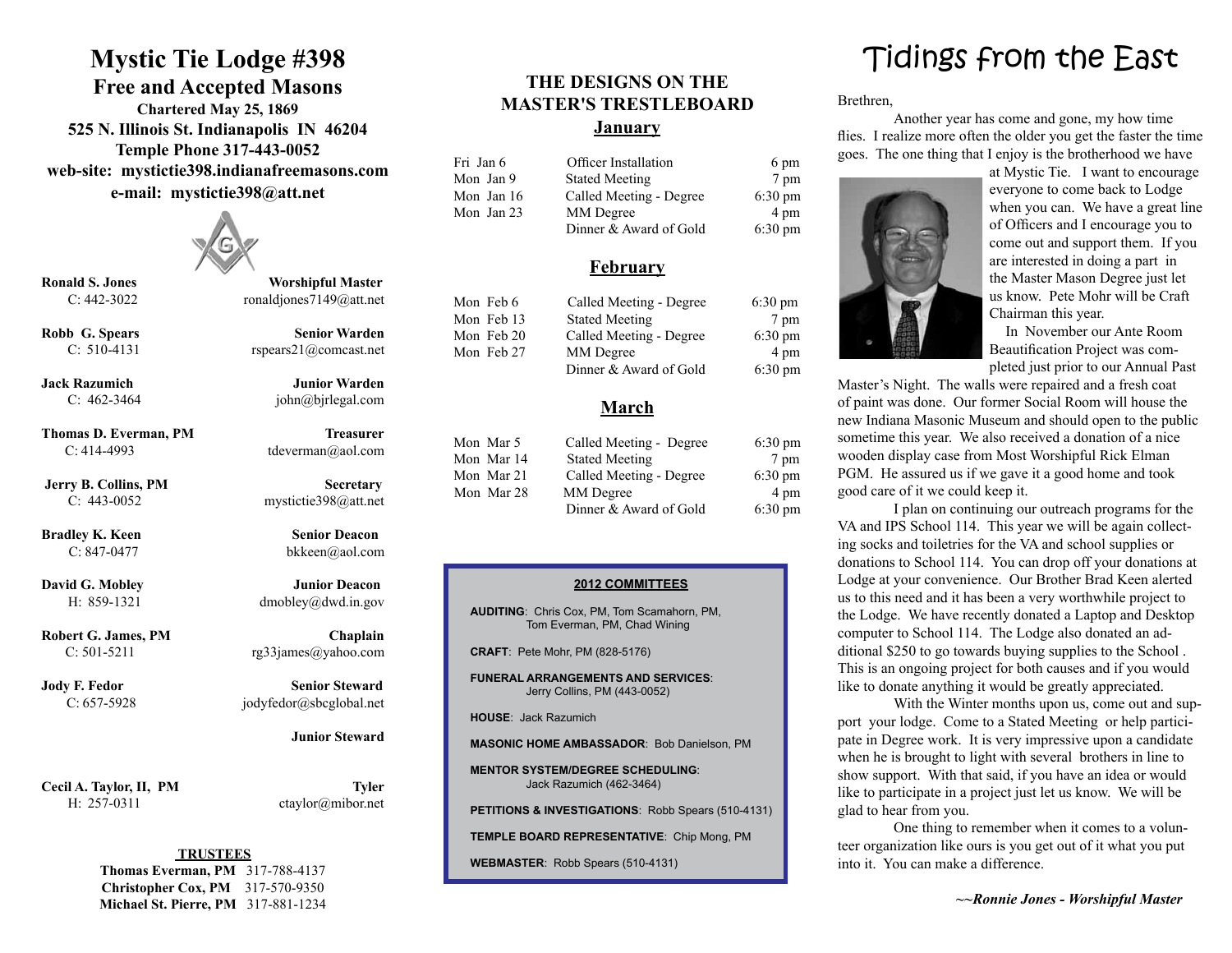# Mystic Tie Lodge #398

## Free and Accepted Masons

**Chartered May 25, 1869**
**525 N. Illinois St. Indianapolis IN 46204**
**Temple Phone 317-443-0052**
**web-site: mystictie398.indianafreemasons.com**
**e-mail: mystictie398@att.net**

| Name | Office |
|---|---|
| **Ronald S. Jones** C: 442-3022 | **Worshipful Master** ronaldjones7149@att.net |
| **Robb G. Spears** C: 510-4131 | **Senior Warden** rspears21@comcast.net |
| **Jack Razumich** C: 462-3464 | **Junior Warden** john@bjrlegal.com |
| **Thomas D. Everman, PM** C: 414-4993 | **Treasurer** tdeverman@aol.com |
| **Jerry B. Collins, PM** C: 443-0052 | **Secretary** mystictie398@att.net |
| **Bradley K. Keen** C: 847-0477 | **Senior Deacon** bkkeen@aol.com |
| **David G. Mobley** H: 859-1321 | **Junior Deacon** dmobley@dwd.in.gov |
| **Robert G. James, PM** C: 501-5211 | **Chaplain** rg33james@yahoo.com |
| **Jody F. Fedor** C: 657-5928 | **Senior Steward** jodyfedor@sbcglobal.net |
| | **Junior Steward** |
| **Cecil A. Taylor, II, PM** H: 257-0311 | **Tyler** ctaylor@mibor.net |

**TRUSTEES**

**Thomas Everman, PM** 317-788-4137
**Christopher Cox, PM** 317-570-9350
**Michael St. Pierre, PM** 317-881-1234

## THE DESIGNS ON THE MASTER'S TRESTLEBOARD

### January

| | | |
|---|---|---|
| Fri Jan 6 | Officer Installation | 6 pm |
| Mon Jan 9 | Stated Meeting | 7 pm |
| Mon Jan 16 | Called Meeting - Degree | 6:30 pm |
| Mon Jan 23 | MM Degree | 4 pm |
| | Dinner & Award of Gold | 6:30 pm |

### February

| | | |
|---|---|---|
| Mon Feb 6 | Called Meeting - Degree | 6:30 pm |
| Mon Feb 13 | Stated Meeting | 7 pm |
| Mon Feb 20 | Called Meeting - Degree | 6:30 pm |
| Mon Feb 27 | MM Degree | 4 pm |
| | Dinner & Award of Gold | 6:30 pm |

### March

| | | |
|---|---|---|
| Mon Mar 5 | Called Meeting - Degree | 6:30 pm |
| Mon Mar 14 | Stated Meeting | 7 pm |
| Mon Mar 21 | Called Meeting - Degree | 6:30 pm |
| Mon Mar 28 | MM Degree | 4 pm |
| | Dinner & Award of Gold | 6:30 pm |

**2012 COMMITTEES**

**AUDITING**: Chris Cox, PM, Tom Scamahorn, PM, Tom Everman, PM, Chad Wining

**CRAFT**: Pete Mohr, PM (828-5176)

**FUNERAL ARRANGEMENTS AND SERVICES**: Jerry Collins, PM (443-0052)

**HOUSE**: Jack Razumich

**MASONIC HOME AMBASSADOR**: Bob Danielson, PM

**MENTOR SYSTEM/DEGREE SCHEDULING**: Jack Razumich (462-3464)

**PETITIONS & INVESTIGATIONS**: Robb Spears (510-4131)

**TEMPLE BOARD REPRESENTATIVE**: Chip Mong, PM

**WEBMASTER**: Robb Spears (510-4131)

# Tidings from the East

Brethren,

Another year has come and gone, my how time flies. I realize more often the older you get the faster the time goes. The one thing that I enjoy is the brotherhood we have at Mystic Tie. I want to encourage everyone to come back to Lodge when you can. We have a great line of Officers and I encourage you to come out and support them. If you are interested in doing a part in the Master Mason Degree just let us know. Pete Mohr will be Craft Chairman this year.

In November our Ante Room Beautification Project was completed just prior to our Annual Past Master's Night. The walls were repaired and a fresh coat of paint was done. Our former Social Room will house the new Indiana Masonic Museum and should open to the public sometime this year. We also received a donation of a nice wooden display case from Most Worshipful Rick Elman PGM. He assured us if we gave it a good home and took good care of it we could keep it.

I plan on continuing our outreach programs for the VA and IPS School 114. This year we will be again collecting socks and toiletries for the VA and school supplies or donations to School 114. You can drop off your donations at Lodge at your convenience. Our Brother Brad Keen alerted us to this need and it has been a very worthwhile project to the Lodge. We have recently donated a Laptop and Desktop computer to School 114. The Lodge also donated an additional $250 to go towards buying supplies to the School . This is an ongoing project for both causes and if you would like to donate anything it would be greatly appreciated.

With the Winter months upon us, come out and support your lodge. Come to a Stated Meeting or help participate in Degree work. It is very impressive upon a candidate when he is brought to light with several brothers in line to show support. With that said, if you have an idea or would like to participate in a project just let us know. We will be glad to hear from you.

One thing to remember when it comes to a volunteer organization like ours is you get out of it what you put into it. You can make a difference.

***~~Ronnie Jones - Worshipful Master***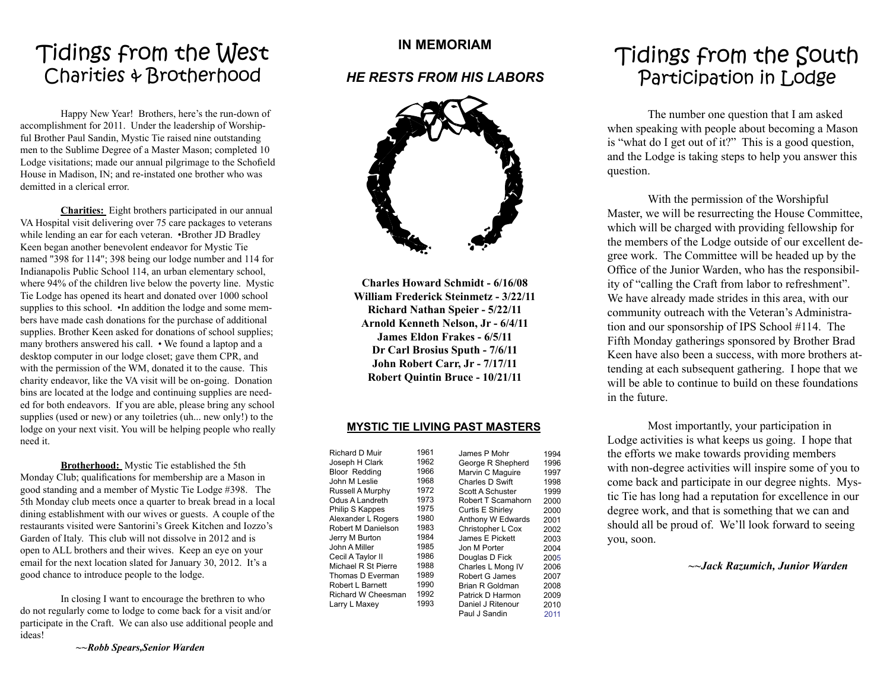# Tidings from the West
## Charities & Brotherhood

Happy New Year! Brothers, here's the run-down of accomplishment for 2011. Under the leadership of Worshipful Brother Paul Sandin, Mystic Tie raised nine outstanding men to the Sublime Degree of a Master Mason; completed 10 Lodge visitations; made our annual pilgrimage to the Schofield House in Madison, IN; and re-instated one brother who was demitted in a clerical error.

**Charities:** Eight brothers participated in our annual VA Hospital visit delivering over 75 care packages to veterans while lending an ear for each veteran. •Brother JD Bradley Keen began another benevolent endeavor for Mystic Tie named "398 for 114"; 398 being our lodge number and 114 for Indianapolis Public School 114, an urban elementary school, where 94% of the children live below the poverty line. Mystic Tie Lodge has opened its heart and donated over 1000 school supplies to this school. •In addition the lodge and some members have made cash donations for the purchase of additional supplies. Brother Keen asked for donations of school supplies; many brothers answered his call. • We found a laptop and a desktop computer in our lodge closet; gave them CPR, and with the permission of the WM, donated it to the cause. This charity endeavor, like the VA visit will be on-going. Donation bins are located at the lodge and continuing supplies are needed for both endeavors. If you are able, please bring any school supplies (used or new) or any toiletries (uh... new only!) to the lodge on your next visit. You will be helping people who really need it.

**Brotherhood:** Mystic Tie established the 5th Monday Club; qualifications for membership are a Mason in good standing and a member of Mystic Tie Lodge #398. The 5th Monday club meets once a quarter to break bread in a local dining establishment with our wives or guests. A couple of the restaurants visited were Santorini's Greek Kitchen and Iozzo's Garden of Italy. This club will not dissolve in 2012 and is open to ALL brothers and their wives. Keep an eye on your email for the next location slated for January 30, 2012. It's a good chance to introduce people to the lodge.

In closing I want to encourage the brethren to who do not regularly come to lodge to come back for a visit and/or participate in the Craft. We can also use additional people and ideas!

***~~Robb Spears,Senior Warden***

## IN MEMORIAM

### *HE RESTS FROM HIS LABORS*

**Charles Howard Schmidt - 6/16/08**
**William Frederick Steinmetz - 3/22/11**
**Richard Nathan Speier - 5/22/11**
**Arnold Kenneth Nelson, Jr - 6/4/11**
**James Eldon Frakes - 6/5/11**
**Dr Carl Brosius Sputh - 7/6/11**
**John Robert Carr, Jr - 7/17/11**
**Robert Quintin Bruce - 10/21/11**

### MYSTIC TIE LIVING PAST MASTERS

| | | | |
|---|---|---|---|
| Richard D Muir | 1961 | James P Mohr | 1994 |
| Joseph H Clark | 1962 | George R Shepherd | 1996 |
| Bloor Redding | 1966 | Marvin C Maguire | 1997 |
| John M Leslie | 1968 | Charles D Swift | 1998 |
| Russell A Murphy | 1972 | Scott A Schuster | 1999 |
| Odus A Landreth | 1973 | Robert T Scamahorn | 2000 |
| Philip S Kappes | 1975 | Curtis E Shirley | 2000 |
| Alexander L Rogers | 1980 | Anthony W Edwards | 2001 |
| Robert M Danielson | 1983 | Christopher L Cox | 2002 |
| Jerry M Burton | 1984 | James E Pickett | 2003 |
| John A Miller | 1985 | Jon M Porter | 2004 |
| Cecil A Taylor II | 1986 | Douglas D Fick | 2005 |
| Michael R St Pierre | 1988 | Charles L Mong IV | 2006 |
| Thomas D Everman | 1989 | Robert G James | 2007 |
| Robert L Barnett | 1990 | Brian R Goldman | 2008 |
| Richard W Cheesman | 1992 | Patrick D Harmon | 2009 |
| Larry L Maxey | 1993 | Daniel J Ritenour | 2010 |
| | | Paul J Sandin | 2011 |

# Tidings from the South
## Participation in Lodge

The number one question that I am asked when speaking with people about becoming a Mason is "what do I get out of it?" This is a good question, and the Lodge is taking steps to help you answer this question.

With the permission of the Worshipful Master, we will be resurrecting the House Committee, which will be charged with providing fellowship for the members of the Lodge outside of our excellent degree work. The Committee will be headed up by the Office of the Junior Warden, who has the responsibility of "calling the Craft from labor to refreshment". We have already made strides in this area, with our community outreach with the Veteran's Administration and our sponsorship of IPS School #114. The Fifth Monday gatherings sponsored by Brother Brad Keen have also been a success, with more brothers attending at each subsequent gathering. I hope that we will be able to continue to build on these foundations in the future.

Most importantly, your participation in Lodge activities is what keeps us going. I hope that the efforts we make towards providing members with non-degree activities will inspire some of you to come back and participate in our degree nights. Mystic Tie has long had a reputation for excellence in our degree work, and that is something that we can and should all be proud of. We'll look forward to seeing you, soon.

***~~Jack Razumich, Junior Warden***